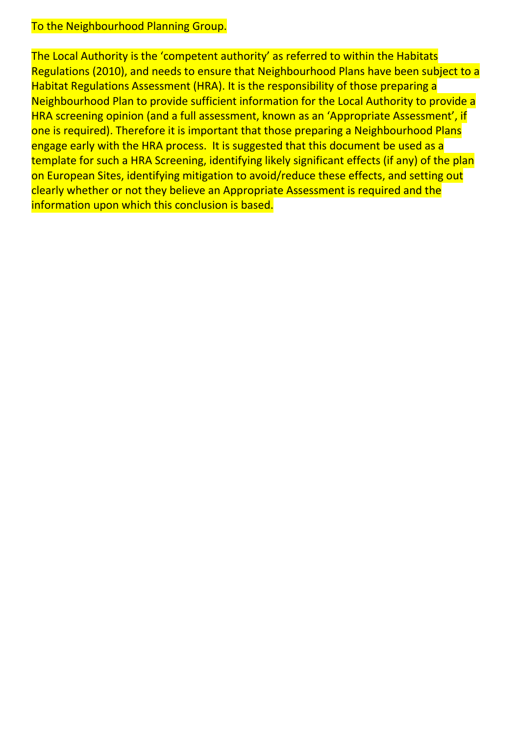To the Neighbourhood Planning Group.

The Local Authority is the 'competent authority' as referred to within the Habitats Regulations (2010), and needs to ensure that Neighbourhood Plans have been subject to a Habitat Regulations Assessment (HRA). It is the responsibility of those preparing a Neighbourhood Plan to provide sufficient information for the Local Authority to provide a HRA screening opinion (and a full assessment, known as an 'Appropriate Assessment', if one is required). Therefore it is important that those preparing a Neighbourhood Plans engage early with the HRA process. It is suggested that this document be used as a template for such a HRA Screening, identifying likely significant effects (if any) of the plan on European Sites, identifying mitigation to avoid/reduce these effects, and setting out clearly whether or not they believe an Appropriate Assessment is required and the information upon which this conclusion is based.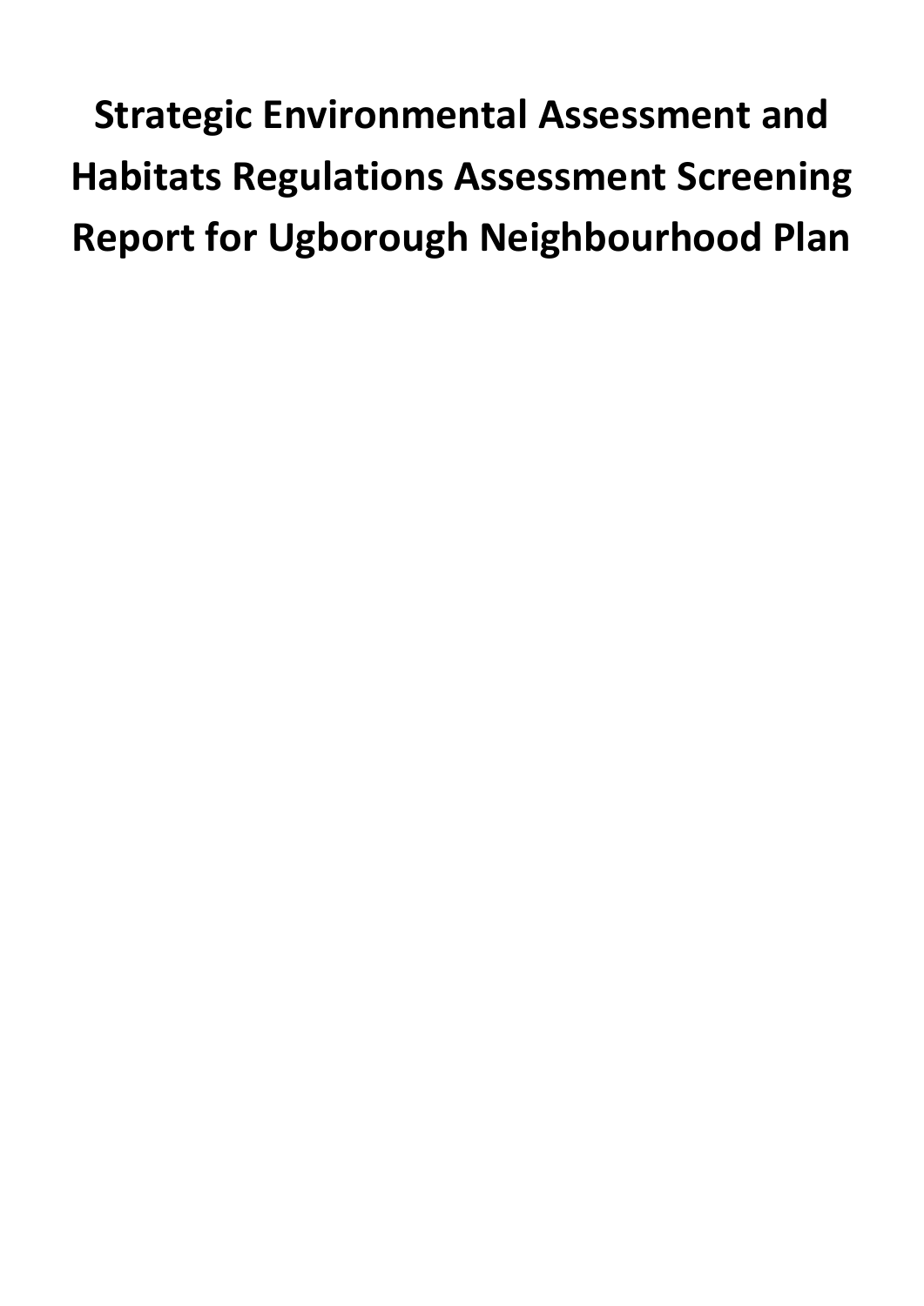# Strategic Environmental Assessment and Habitats Regulations Assessment Screening Report for Ugborough Neighbourhood Plan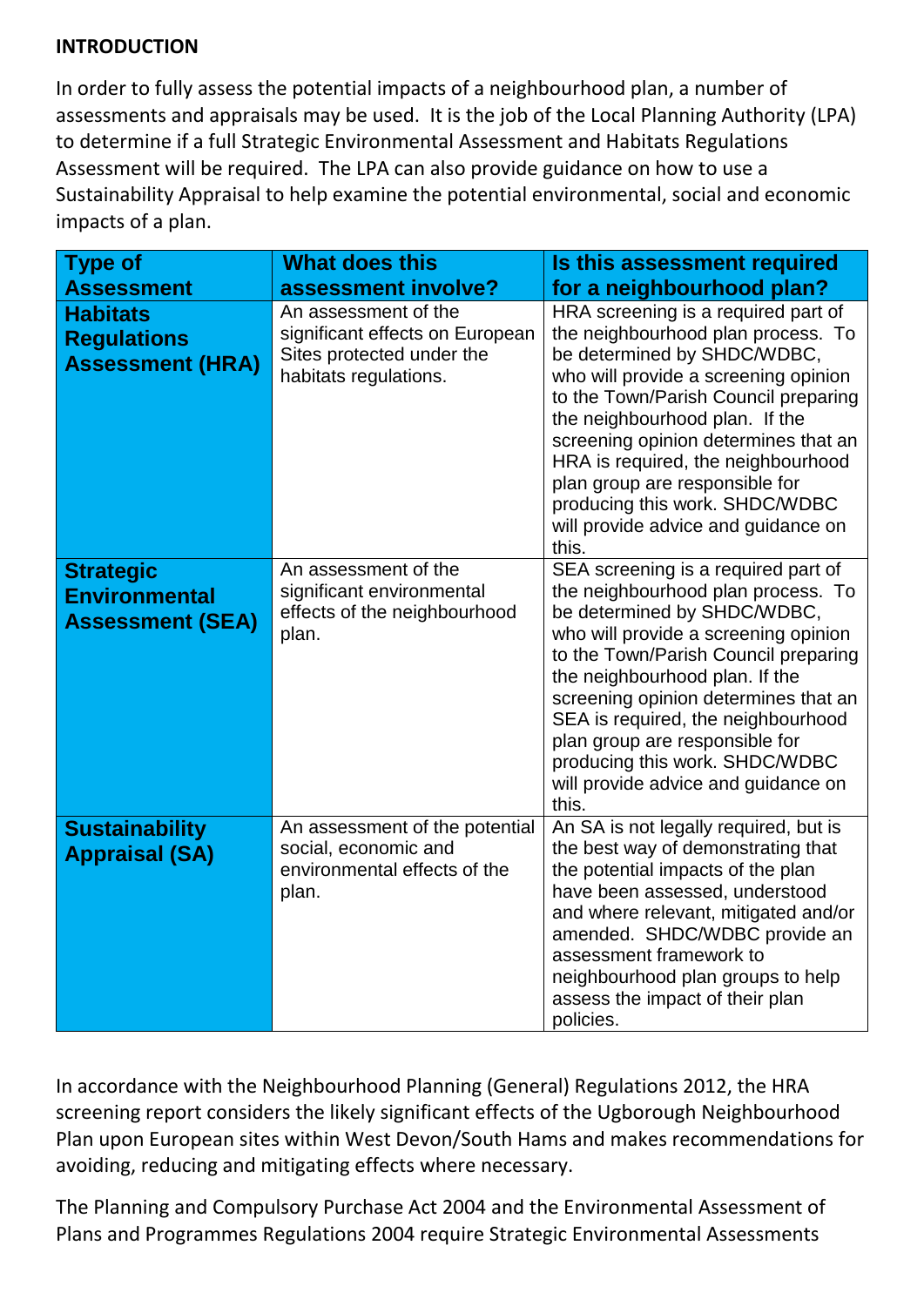**INTRODUCTION**

In order to fully assess the potential impacts of a neighbourhood plan, a number of assessments and appraisals may be used. It is the job of the Local Planning Authority (LPA) to determine if a full Strategic Environmental Assessment and Habitats Regulations Assessment will be required. The LPA can also provide guidance on how to use a Sustainability Appraisal to help examine the potential environmental, social and economic impacts of a plan.

| Type of Assessment | What does this assessment involve? | Is this assessment required for a neighbourhood plan? |
|---|---|---|
| **Habitats Regulations Assessment (HRA)** | An assessment of the significant effects on European Sites protected under the habitats regulations. | HRA screening is a required part of the neighbourhood plan process. To be determined by SHDC/WDBC, who will provide a screening opinion to the Town/Parish Council preparing the neighbourhood plan. If the screening opinion determines that an HRA is required, the neighbourhood plan group are responsible for producing this work. SHDC/WDBC will provide advice and guidance on this. |
| **Strategic Environmental Assessment (SEA)** | An assessment of the significant environmental effects of the neighbourhood plan. | SEA screening is a required part of the neighbourhood plan process. To be determined by SHDC/WDBC, who will provide a screening opinion to the Town/Parish Council preparing the neighbourhood plan. If the screening opinion determines that an SEA is required, the neighbourhood plan group are responsible for producing this work. SHDC/WDBC will provide advice and guidance on this. |
| **Sustainability Appraisal (SA)** | An assessment of the potential social, economic and environmental effects of the plan. | An SA is not legally required, but is the best way of demonstrating that the potential impacts of the plan have been assessed, understood and where relevant, mitigated and/or amended. SHDC/WDBC provide an assessment framework to neighbourhood plan groups to help assess the impact of their plan policies. |

In accordance with the Neighbourhood Planning (General) Regulations 2012, the HRA screening report considers the likely significant effects of the Ugborough Neighbourhood Plan upon European sites within West Devon/South Hams and makes recommendations for avoiding, reducing and mitigating effects where necessary.

The Planning and Compulsory Purchase Act 2004 and the Environmental Assessment of Plans and Programmes Regulations 2004 require Strategic Environmental Assessments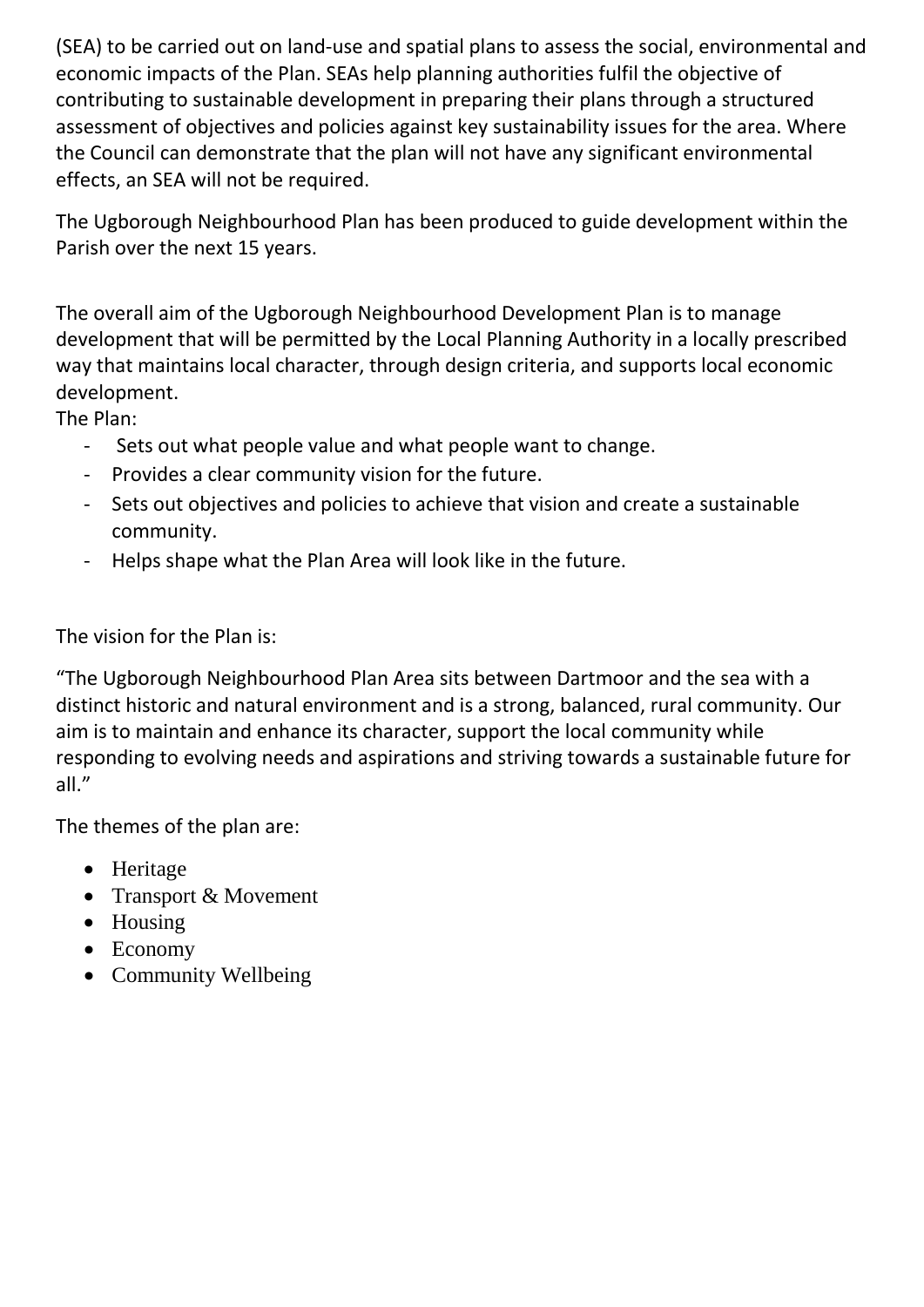(SEA) to be carried out on land-use and spatial plans to assess the social, environmental and economic impacts of the Plan. SEAs help planning authorities fulfil the objective of contributing to sustainable development in preparing their plans through a structured assessment of objectives and policies against key sustainability issues for the area. Where the Council can demonstrate that the plan will not have any significant environmental effects, an SEA will not be required.

The Ugborough Neighbourhood Plan has been produced to guide development within the Parish over the next 15 years.

The overall aim of the Ugborough Neighbourhood Development Plan is to manage development that will be permitted by the Local Planning Authority in a locally prescribed way that maintains local character, through design criteria, and supports local economic development.

The Plan:

- Sets out what people value and what people want to change.
- Provides a clear community vision for the future.
- Sets out objectives and policies to achieve that vision and create a sustainable community.
- Helps shape what the Plan Area will look like in the future.

The vision for the Plan is:

"The Ugborough Neighbourhood Plan Area sits between Dartmoor and the sea with a distinct historic and natural environment and is a strong, balanced, rural community. Our aim is to maintain and enhance its character, support the local community while responding to evolving needs and aspirations and striving towards a sustainable future for all."

The themes of the plan are:

- Heritage
- Transport & Movement
- Housing
- Economy
- Community Wellbeing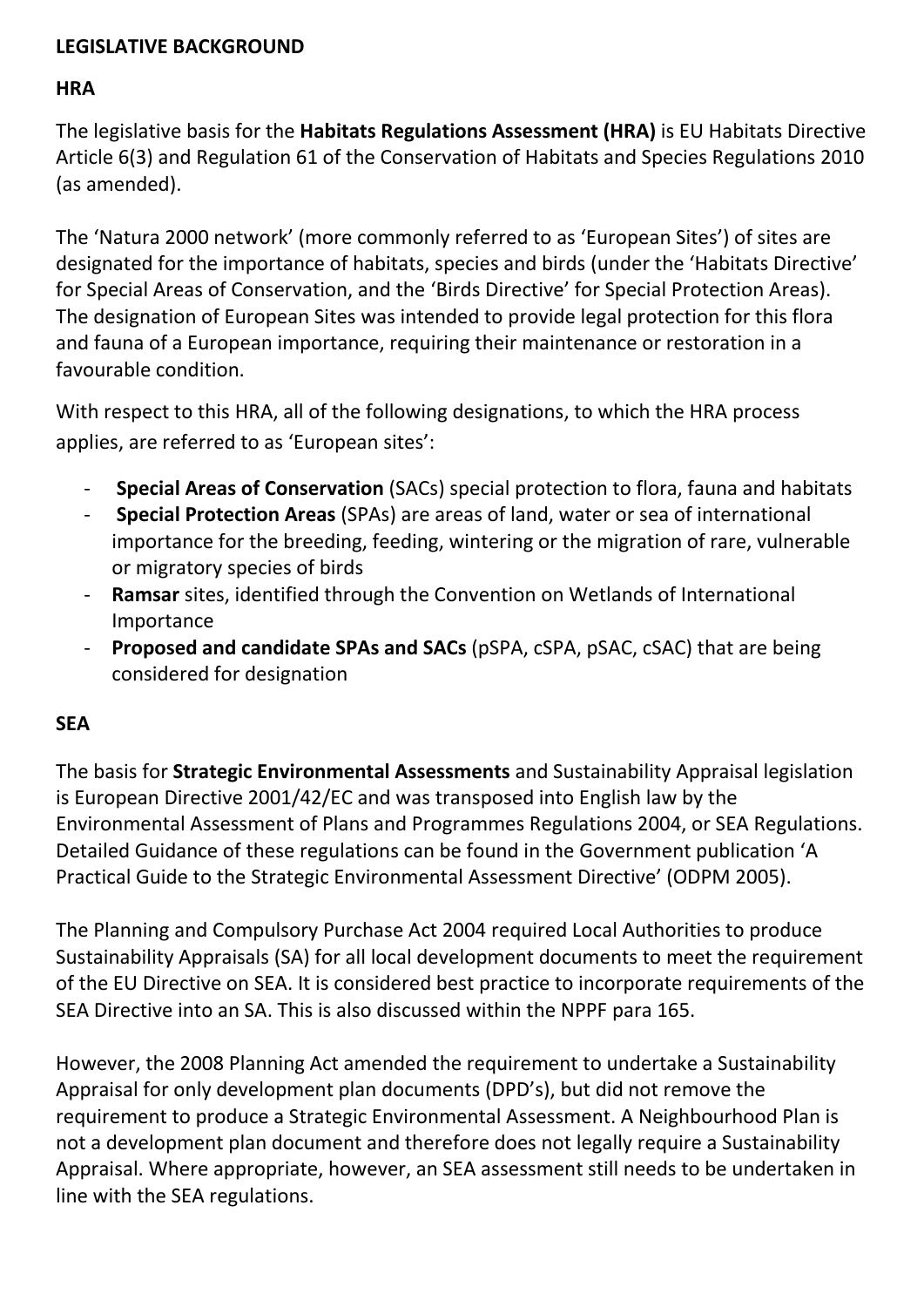**LEGISLATIVE BACKGROUND**

**HRA**

The legislative basis for the **Habitats Regulations Assessment (HRA)** is EU Habitats Directive Article 6(3) and Regulation 61 of the Conservation of Habitats and Species Regulations 2010 (as amended).

The 'Natura 2000 network' (more commonly referred to as 'European Sites') of sites are designated for the importance of habitats, species and birds (under the 'Habitats Directive' for Special Areas of Conservation, and the 'Birds Directive' for Special Protection Areas). The designation of European Sites was intended to provide legal protection for this flora and fauna of a European importance, requiring their maintenance or restoration in a favourable condition.

With respect to this HRA, all of the following designations, to which the HRA process applies, are referred to as 'European sites':

- **Special Areas of Conservation** (SACs) special protection to flora, fauna and habitats
- **Special Protection Areas** (SPAs) are areas of land, water or sea of international importance for the breeding, feeding, wintering or the migration of rare, vulnerable or migratory species of birds
- **Ramsar** sites, identified through the Convention on Wetlands of International Importance
- **Proposed and candidate SPAs and SACs** (pSPA, cSPA, pSAC, cSAC) that are being considered for designation

**SEA**

The basis for **Strategic Environmental Assessments** and Sustainability Appraisal legislation is European Directive 2001/42/EC and was transposed into English law by the Environmental Assessment of Plans and Programmes Regulations 2004, or SEA Regulations. Detailed Guidance of these regulations can be found in the Government publication 'A Practical Guide to the Strategic Environmental Assessment Directive' (ODPM 2005).

The Planning and Compulsory Purchase Act 2004 required Local Authorities to produce Sustainability Appraisals (SA) for all local development documents to meet the requirement of the EU Directive on SEA. It is considered best practice to incorporate requirements of the SEA Directive into an SA. This is also discussed within the NPPF para 165.

However, the 2008 Planning Act amended the requirement to undertake a Sustainability Appraisal for only development plan documents (DPD's), but did not remove the requirement to produce a Strategic Environmental Assessment. A Neighbourhood Plan is not a development plan document and therefore does not legally require a Sustainability Appraisal. Where appropriate, however, an SEA assessment still needs to be undertaken in line with the SEA regulations.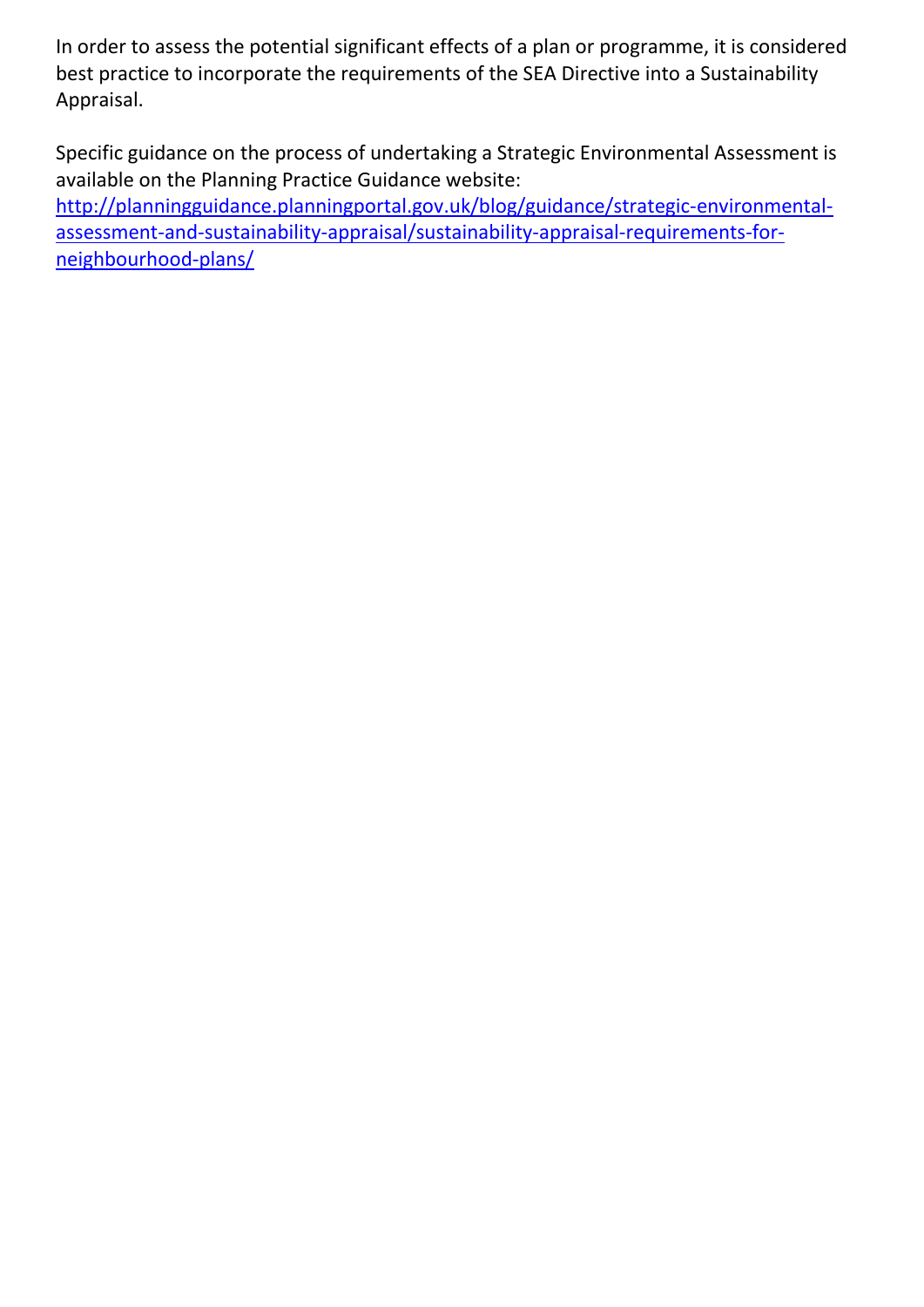In order to assess the potential significant effects of a plan or programme, it is considered best practice to incorporate the requirements of the SEA Directive into a Sustainability Appraisal.

Specific guidance on the process of undertaking a Strategic Environmental Assessment is available on the Planning Practice Guidance website: [http://planningguidance.planningportal.gov.uk/blog/guidance/strategic-environmental-assessment-and-sustainability-appraisal/sustainability-appraisal-requirements-for-neighbourhood-plans/](http://planningguidance.planningportal.gov.uk/blog/guidance/strategic-environmental-assessment-and-sustainability-appraisal/sustainability-appraisal-requirements-for-neighbourhood-plans/)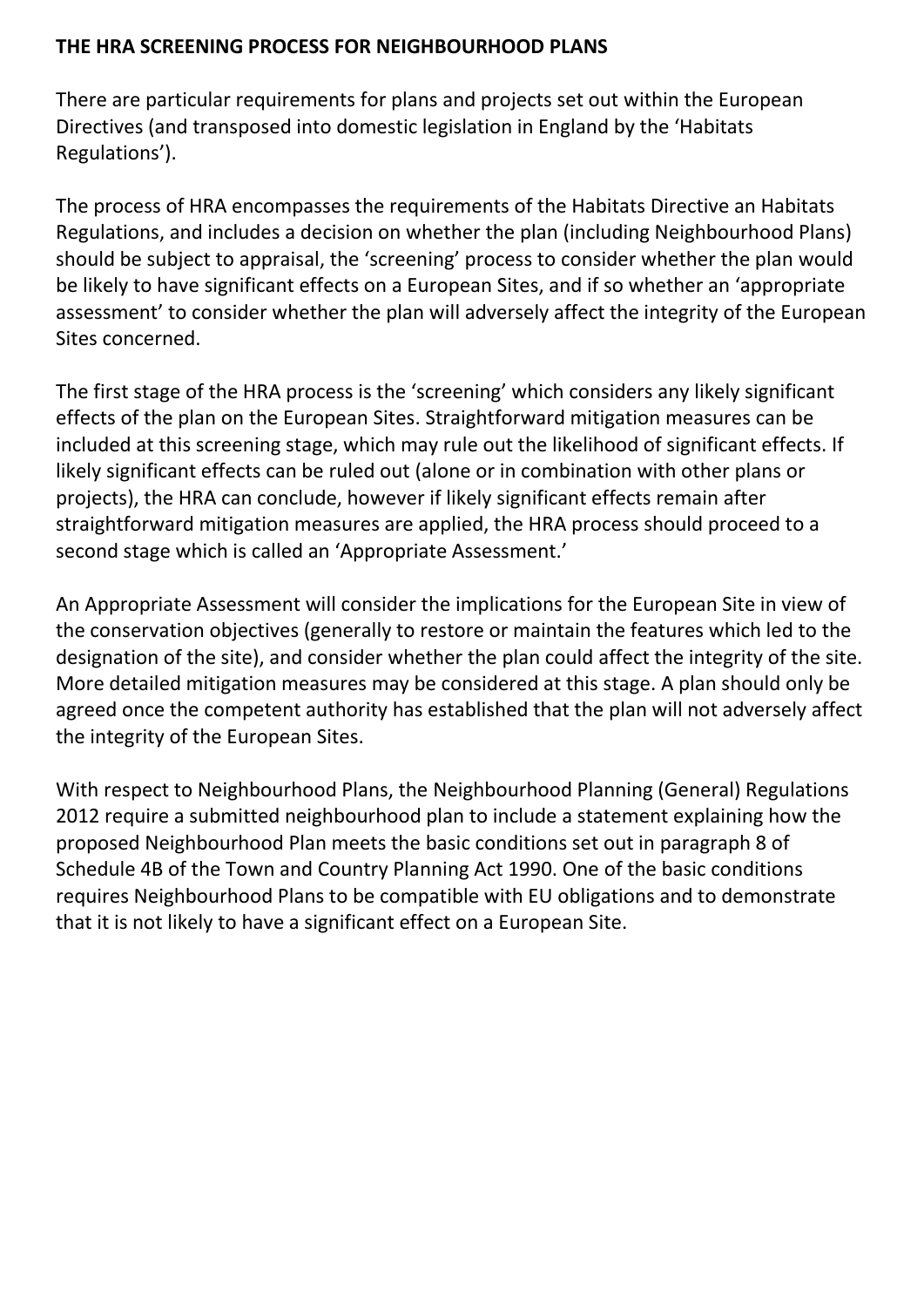**THE HRA SCREENING PROCESS FOR NEIGHBOURHOOD PLANS**

There are particular requirements for plans and projects set out within the European Directives (and transposed into domestic legislation in England by the 'Habitats Regulations').

The process of HRA encompasses the requirements of the Habitats Directive an Habitats Regulations, and includes a decision on whether the plan (including Neighbourhood Plans) should be subject to appraisal, the 'screening' process to consider whether the plan would be likely to have significant effects on a European Sites, and if so whether an 'appropriate assessment' to consider whether the plan will adversely affect the integrity of the European Sites concerned.

The first stage of the HRA process is the 'screening' which considers any likely significant effects of the plan on the European Sites. Straightforward mitigation measures can be included at this screening stage, which may rule out the likelihood of significant effects. If likely significant effects can be ruled out (alone or in combination with other plans or projects), the HRA can conclude, however if likely significant effects remain after straightforward mitigation measures are applied, the HRA process should proceed to a second stage which is called an 'Appropriate Assessment.'

An Appropriate Assessment will consider the implications for the European Site in view of the conservation objectives (generally to restore or maintain the features which led to the designation of the site), and consider whether the plan could affect the integrity of the site. More detailed mitigation measures may be considered at this stage. A plan should only be agreed once the competent authority has established that the plan will not adversely affect the integrity of the European Sites.

With respect to Neighbourhood Plans, the Neighbourhood Planning (General) Regulations 2012 require a submitted neighbourhood plan to include a statement explaining how the proposed Neighbourhood Plan meets the basic conditions set out in paragraph 8 of Schedule 4B of the Town and Country Planning Act 1990. One of the basic conditions requires Neighbourhood Plans to be compatible with EU obligations and to demonstrate that it is not likely to have a significant effect on a European Site.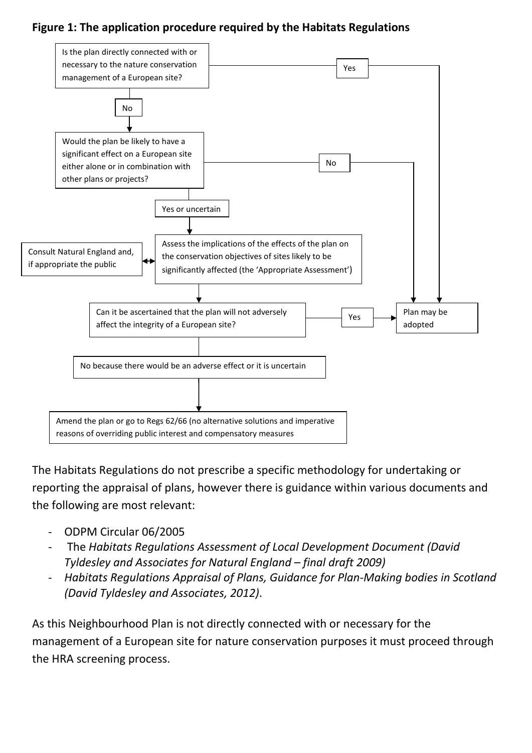**Figure 1: The application procedure required by the Habitats Regulations**

Is the plan directly connected with or necessary to the nature conservation management of a European site?

Yes

No

Would the plan be likely to have a significant effect on a European site either alone or in combination with other plans or projects?

No

Yes or uncertain

Consult Natural England and, if appropriate the public

Assess the implications of the effects of the plan on the conservation objectives of sites likely to be significantly affected (the 'Appropriate Assessment')

Can it be ascertained that the plan will not adversely affect the integrity of a European site?

Yes

Plan may be adopted

No because there would be an adverse effect or it is uncertain

Amend the plan or go to Regs 62/66 (no alternative solutions and imperative reasons of overriding public interest and compensatory measures

The Habitats Regulations do not prescribe a specific methodology for undertaking or reporting the appraisal of plans, however there is guidance within various documents and the following are most relevant:

- ODPM Circular 06/2005
- The *Habitats Regulations Assessment of Local Development Document (David Tyldesley and Associates for Natural England – final draft 2009)*
- *Habitats Regulations Appraisal of Plans, Guidance for Plan-Making bodies in Scotland (David Tyldesley and Associates, 2012)*.

As this Neighbourhood Plan is not directly connected with or necessary for the management of a European site for nature conservation purposes it must proceed through the HRA screening process.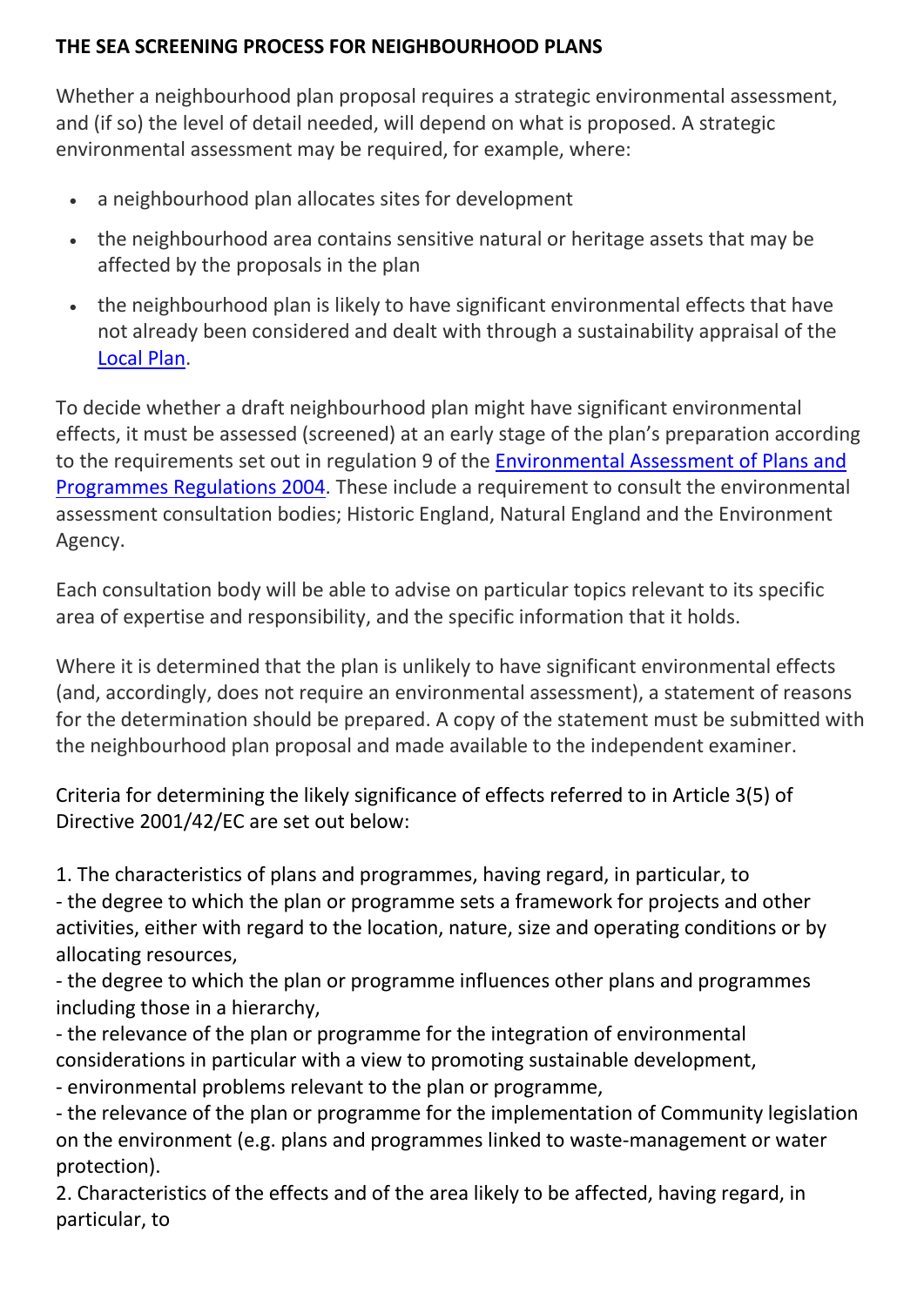**THE SEA SCREENING PROCESS FOR NEIGHBOURHOOD PLANS**

Whether a neighbourhood plan proposal requires a strategic environmental assessment, and (if so) the level of detail needed, will depend on what is proposed. A strategic environmental assessment may be required, for example, where:

- a neighbourhood plan allocates sites for development
- the neighbourhood area contains sensitive natural or heritage assets that may be affected by the proposals in the plan
- the neighbourhood plan is likely to have significant environmental effects that have not already been considered and dealt with through a sustainability appraisal of the Local Plan.

To decide whether a draft neighbourhood plan might have significant environmental effects, it must be assessed (screened) at an early stage of the plan's preparation according to the requirements set out in regulation 9 of the Environmental Assessment of Plans and Programmes Regulations 2004. These include a requirement to consult the environmental assessment consultation bodies; Historic England, Natural England and the Environment Agency.

Each consultation body will be able to advise on particular topics relevant to its specific area of expertise and responsibility, and the specific information that it holds.

Where it is determined that the plan is unlikely to have significant environmental effects (and, accordingly, does not require an environmental assessment), a statement of reasons for the determination should be prepared. A copy of the statement must be submitted with the neighbourhood plan proposal and made available to the independent examiner.

Criteria for determining the likely significance of effects referred to in Article 3(5) of Directive 2001/42/EC are set out below:

1. The characteristics of plans and programmes, having regard, in particular, to
- the degree to which the plan or programme sets a framework for projects and other activities, either with regard to the location, nature, size and operating conditions or by allocating resources,
- the degree to which the plan or programme influences other plans and programmes including those in a hierarchy,
- the relevance of the plan or programme for the integration of environmental considerations in particular with a view to promoting sustainable development,
- environmental problems relevant to the plan or programme,
- the relevance of the plan or programme for the implementation of Community legislation on the environment (e.g. plans and programmes linked to waste-management or water protection).

2. Characteristics of the effects and of the area likely to be affected, having regard, in particular, to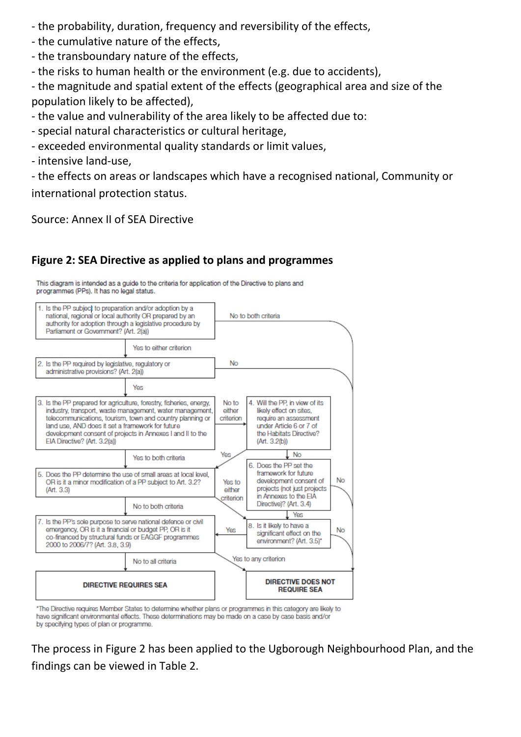- the probability, duration, frequency and reversibility of the effects,
- the cumulative nature of the effects,
- the transboundary nature of the effects,
- the risks to human health or the environment (e.g. due to accidents),
- the magnitude and spatial extent of the effects (geographical area and size of the population likely to be affected),
- the value and vulnerability of the area likely to be affected due to:
- special natural characteristics or cultural heritage,
- exceeded environmental quality standards or limit values,
- intensive land-use,
- the effects on areas or landscapes which have a recognised national, Community or international protection status.

Source: Annex II of SEA Directive

### Figure 2: SEA Directive as applied to plans and programmes

This diagram is intended as a guide to the criteria for application of the Directive to plans and programmes (PPs). It has no legal status.

1. Is the PP subject to preparation and/or adoption by a national, regional or local authority OR prepared by an authority for adoption through a legislative procedure by Parliament or Government? (Art. 2(a))

No to both criteria

Yes to either criterion

2. Is the PP required by legislative, regulatory or administrative provisions? (Art. 2(a))

No

Yes

3. Is the PP prepared for agriculture, forestry, fisheries, energy, industry, transport, waste management, water management, telecommunications, tourism, town and country planning or land use, AND does it set a framework for future development consent of projects in Annexes I and II to the EIA Directive? (Art. 3.2(a))

No to either criterion

4. Will the PP, in view of its likely effect on sites, require an assessment under Article 6 or 7 of the Habitats Directive? (Art. 3.2(b))

Yes to both criteria

Yes

No

5. Does the PP determine the use of small areas at local level, OR is it a minor modification of a PP subject to Art. 3.2? (Art. 3.3)

Yes to either criterion

6. Does the PP set the framework for future development consent of projects (not just projects in Annexes to the EIA Directive)? (Art. 3.4)

No

No to both criteria

Yes

7. Is the PP's sole purpose to serve national defence or civil emergency, OR is it a financial or budget PP, OR is it co-financed by structural funds or EAGGF programmes 2000 to 2006/7? (Art. 3.8, 3.9)

Yes

8. Is it likely to have a significant effect on the environment? (Art. 3.5)*

No

No to all criteria

Yes to any criterion

DIRECTIVE REQUIRES SEA

DIRECTIVE DOES NOT REQUIRE SEA

*The Directive requires Member States to determine whether plans or programmes in this category are likely to have significant environmental effects. These determinations may be made on a case by case basis and/or by specifying types of plan or programme.

The process in Figure 2 has been applied to the Ugborough Neighbourhood Plan, and the findings can be viewed in Table 2.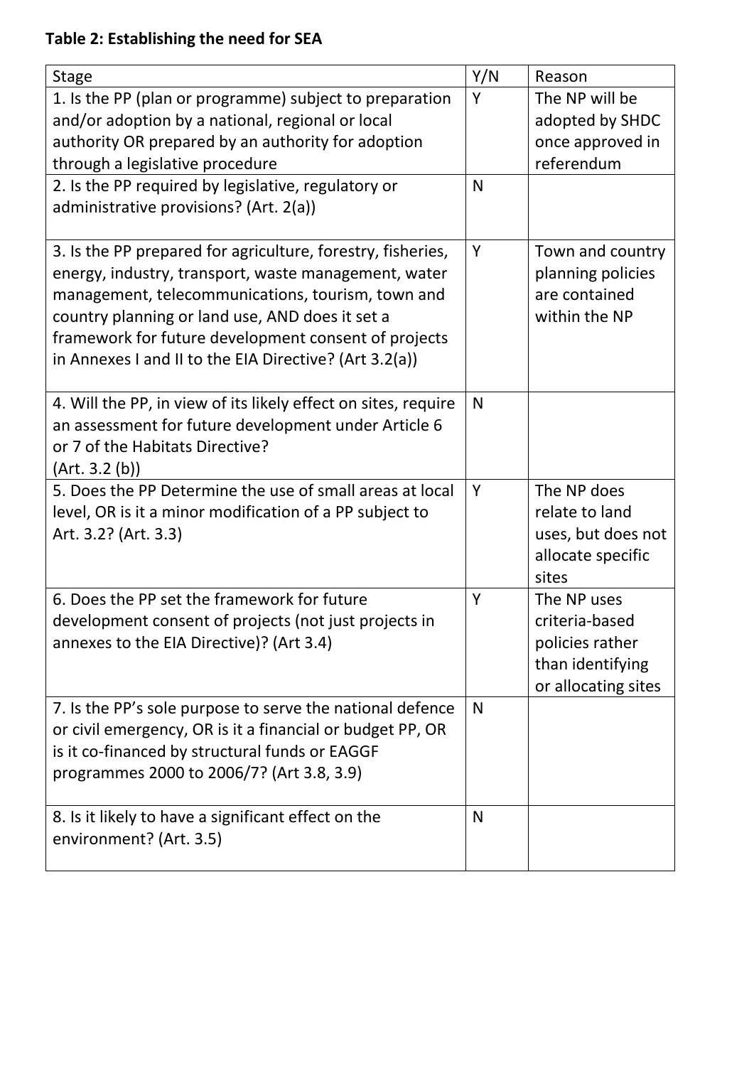**Table 2: Establishing the need for SEA**

| Stage | Y/N | Reason |
|---|---|---|
| 1. Is the PP (plan or programme) subject to preparation and/or adoption by a national, regional or local authority OR prepared by an authority for adoption through a legislative procedure | Y | The NP will be adopted by SHDC once approved in referendum |
| 2. Is the PP required by legislative, regulatory or administrative provisions? (Art. 2(a)) | N | |
| 3. Is the PP prepared for agriculture, forestry, fisheries, energy, industry, transport, waste management, water management, telecommunications, tourism, town and country planning or land use, AND does it set a framework for future development consent of projects in Annexes I and II to the EIA Directive? (Art 3.2(a)) | Y | Town and country planning policies are contained within the NP |
| 4. Will the PP, in view of its likely effect on sites, require an assessment for future development under Article 6 or 7 of the Habitats Directive? (Art. 3.2 (b)) | N | |
| 5. Does the PP Determine the use of small areas at local level, OR is it a minor modification of a PP subject to Art. 3.2? (Art. 3.3) | Y | The NP does relate to land uses, but does not allocate specific sites |
| 6. Does the PP set the framework for future development consent of projects (not just projects in annexes to the EIA Directive)? (Art 3.4) | Y | The NP uses criteria-based policies rather than identifying or allocating sites |
| 7. Is the PP's sole purpose to serve the national defence or civil emergency, OR is it a financial or budget PP, OR is it co-financed by structural funds or EAGGF programmes 2000 to 2006/7? (Art 3.8, 3.9) | N | |
| 8. Is it likely to have a significant effect on the environment? (Art. 3.5) | N | |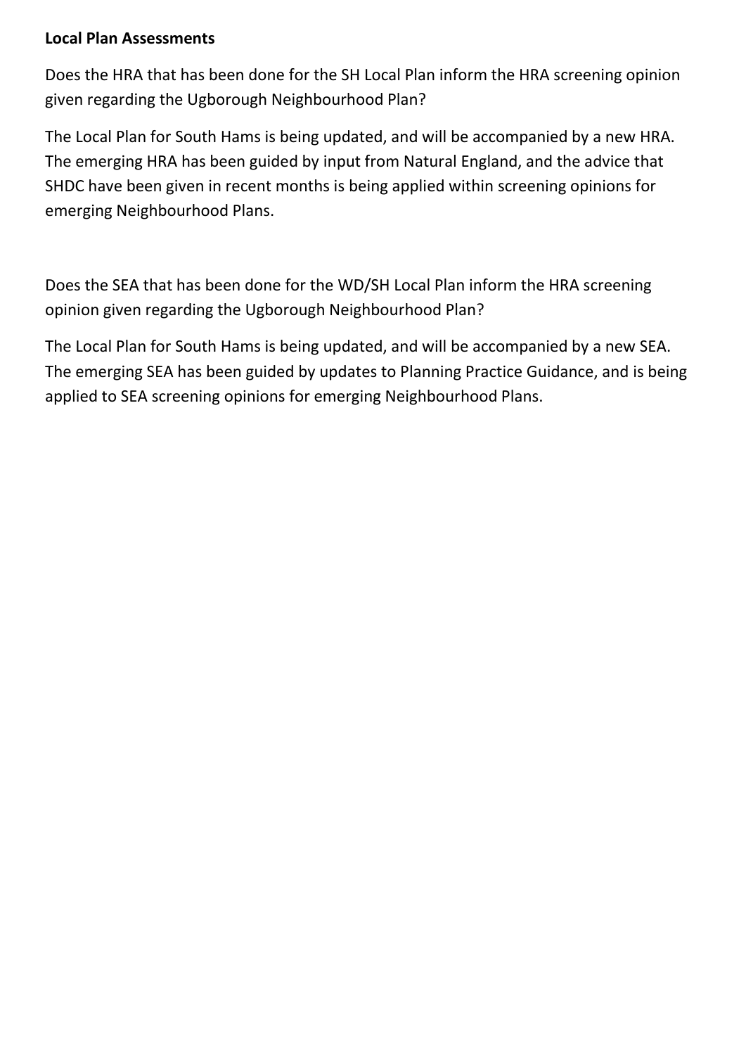**Local Plan Assessments**

Does the HRA that has been done for the SH Local Plan inform the HRA screening opinion given regarding the Ugborough Neighbourhood Plan?

The Local Plan for South Hams is being updated, and will be accompanied by a new HRA. The emerging HRA has been guided by input from Natural England, and the advice that SHDC have been given in recent months is being applied within screening opinions for emerging Neighbourhood Plans.

Does the SEA that has been done for the WD/SH Local Plan inform the HRA screening opinion given regarding the Ugborough Neighbourhood Plan?

The Local Plan for South Hams is being updated, and will be accompanied by a new SEA. The emerging SEA has been guided by updates to Planning Practice Guidance, and is being applied to SEA screening opinions for emerging Neighbourhood Plans.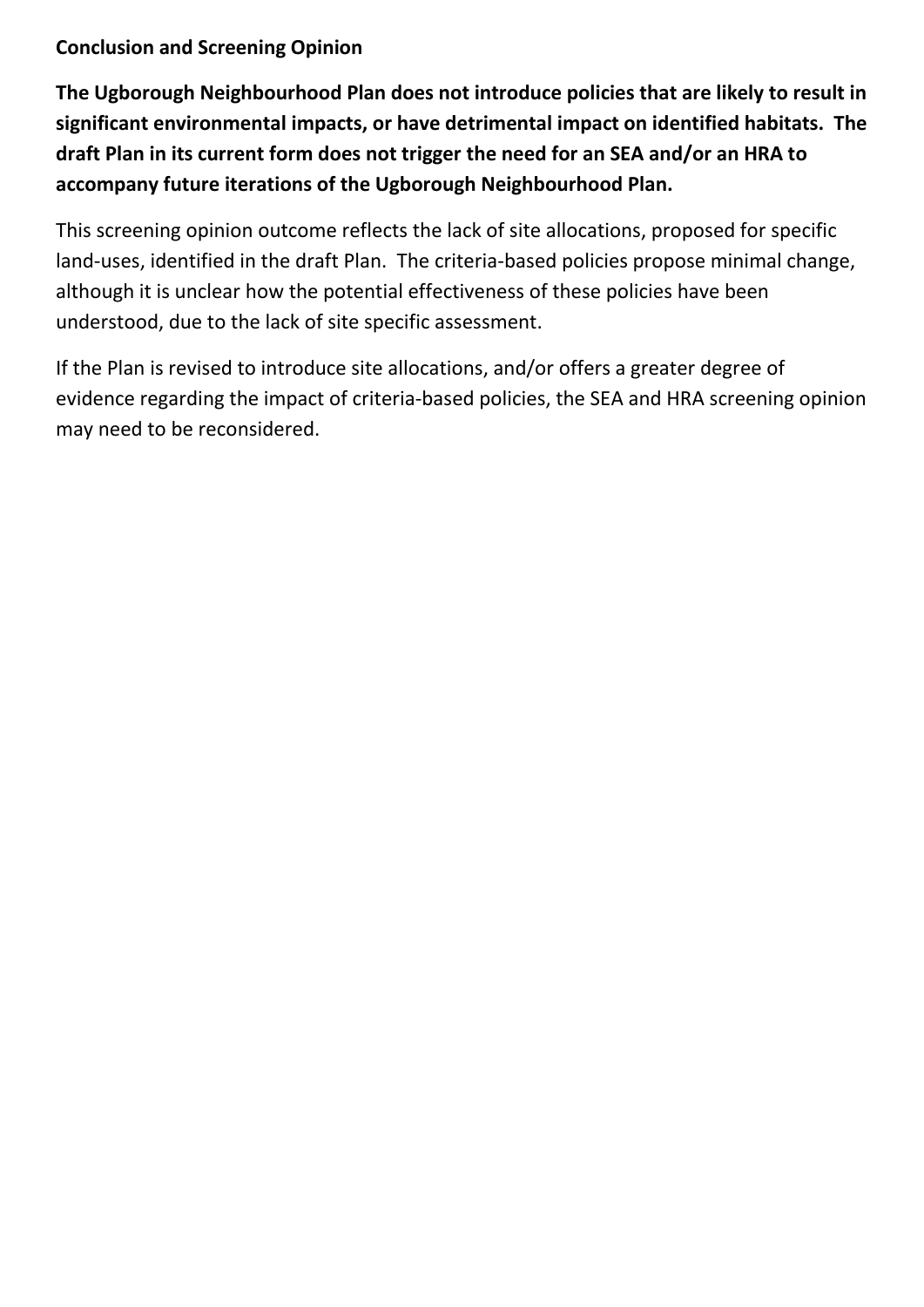**Conclusion and Screening Opinion**

**The Ugborough Neighbourhood Plan does not introduce policies that are likely to result in significant environmental impacts, or have detrimental impact on identified habitats. The draft Plan in its current form does not trigger the need for an SEA and/or an HRA to accompany future iterations of the Ugborough Neighbourhood Plan.**

This screening opinion outcome reflects the lack of site allocations, proposed for specific land-uses, identified in the draft Plan. The criteria-based policies propose minimal change, although it is unclear how the potential effectiveness of these policies have been understood, due to the lack of site specific assessment.

If the Plan is revised to introduce site allocations, and/or offers a greater degree of evidence regarding the impact of criteria-based policies, the SEA and HRA screening opinion may need to be reconsidered.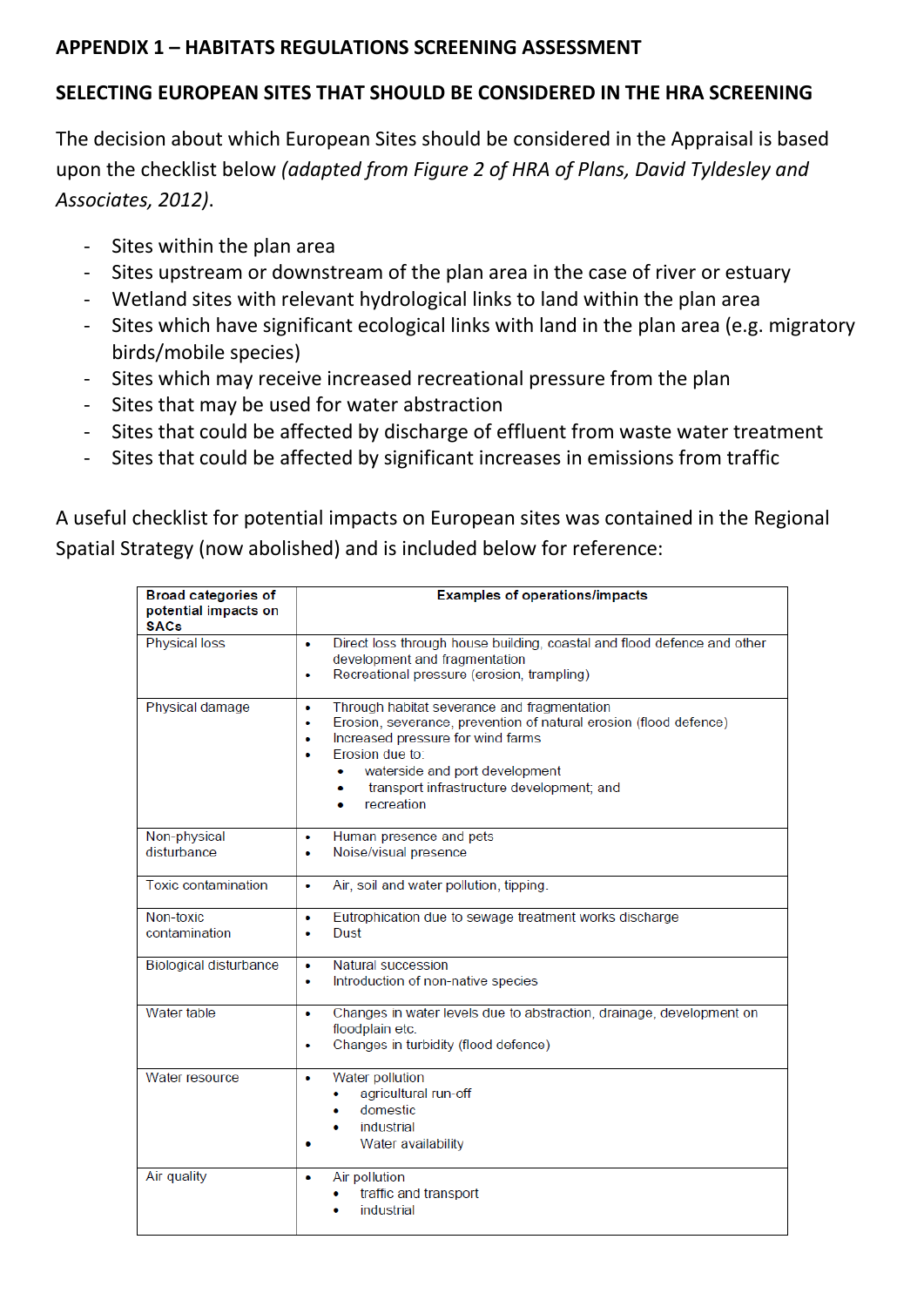## APPENDIX 1 – HABITATS REGULATIONS SCREENING ASSESSMENT

## SELECTING EUROPEAN SITES THAT SHOULD BE CONSIDERED IN THE HRA SCREENING

The decision about which European Sites should be considered in the Appraisal is based upon the checklist below *(adapted from Figure 2 of HRA of Plans, David Tyldesley and Associates, 2012)*.

- Sites within the plan area
- Sites upstream or downstream of the plan area in the case of river or estuary
- Wetland sites with relevant hydrological links to land within the plan area
- Sites which have significant ecological links with land in the plan area (e.g. migratory birds/mobile species)
- Sites which may receive increased recreational pressure from the plan
- Sites that may be used for water abstraction
- Sites that could be affected by discharge of effluent from waste water treatment
- Sites that could be affected by significant increases in emissions from traffic

A useful checklist for potential impacts on European sites was contained in the Regional Spatial Strategy (now abolished) and is included below for reference:

| Broad categories of potential impacts on SACs | Examples of operations/impacts |
|---|---|
| Physical loss | • Direct loss through house building, coastal and flood defence and other development and fragmentation<br>• Recreational pressure (erosion, trampling) |
| Physical damage | • Through habitat severance and fragmentation<br>• Erosion, severance, prevention of natural erosion (flood defence)<br>• Increased pressure for wind farms<br>• Erosion due to:<br>  • waterside and port development<br>  • transport infrastructure development; and<br>  • recreation |
| Non-physical disturbance | • Human presence and pets<br>• Noise/visual presence |
| Toxic contamination | • Air, soil and water pollution, tipping. |
| Non-toxic contamination | • Eutrophication due to sewage treatment works discharge<br>• Dust |
| Biological disturbance | • Natural succession<br>• Introduction of non-native species |
| Water table | • Changes in water levels due to abstraction, drainage, development on floodplain etc.<br>• Changes in turbidity (flood defence) |
| Water resource | • Water pollution<br>  • agricultural run-off<br>  • domestic<br>  • industrial<br>• Water availability |
| Air quality | • Air pollution<br>  • traffic and transport<br>  • industrial |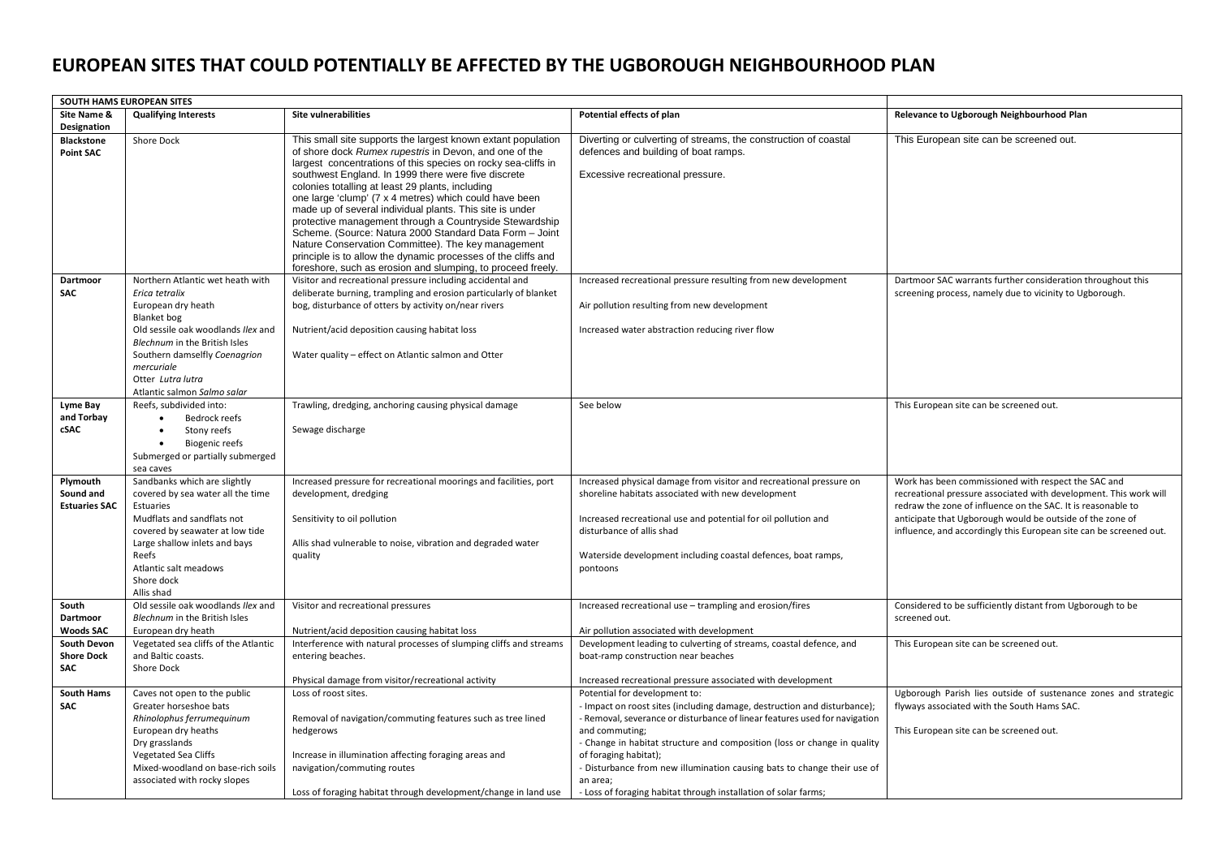# EUROPEAN SITES THAT COULD POTENTIALLY BE AFFECTED BY THE UGBOROUGH NEIGHBOURHOOD PLAN

| SOUTH HAMS EUROPEAN SITES | | | | |
|---|---|---|---|---|
| **Site Name & Designation** | **Qualifying Interests** | **Site vulnerabilities** | **Potential effects of plan** | **Relevance to Ugborough Neighbourhood Plan** |
| **Blackstone Point SAC** | Shore Dock | This small site supports the largest known extant population of shore dock *Rumex rupestris* in Devon, and one of the largest concentrations of this species on rocky sea-cliffs in southwest England. In 1999 there were five discrete colonies totalling at least 29 plants, including one large 'clump' (7 x 4 metres) which could have been made up of several individual plants. This site is under protective management through a Countryside Stewardship Scheme. (Source: Natura 2000 Standard Data Form – Joint Nature Conservation Committee). The key management principle is to allow the dynamic processes of the cliffs and foreshore, such as erosion and slumping, to proceed freely. | Diverting or culverting of streams, the construction of coastal defences and building of boat ramps.<br><br>Excessive recreational pressure. | This European site can be screened out. |
| **Dartmoor SAC** | Northern Atlantic wet heath with *Erica tetralix*<br>European dry heath<br>Blanket bog<br>Old sessile oak woodlands *Ilex* and *Blechnum* in the British Isles<br>Southern damselfly *Coenagrion mercuriale*<br>Otter *Lutra lutra*<br>Atlantic salmon *Salmo salar* | Visitor and recreational pressure including accidental and deliberate burning, trampling and erosion particularly of blanket bog, disturbance of otters by activity on/near rivers<br><br>Nutrient/acid deposition causing habitat loss<br><br>Water quality – effect on Atlantic salmon and Otter | Increased recreational pressure resulting from new development<br><br>Air pollution resulting from new development<br><br>Increased water abstraction reducing river flow | Dartmoor SAC warrants further consideration throughout this screening process, namely due to vicinity to Ugborough. |
| **Lyme Bay and Torbay cSAC** | Reefs, subdivided into:<br>• Bedrock reefs<br>• Stony reefs<br>• Biogenic reefs<br>Submerged or partially submerged sea caves | Trawling, dredging, anchoring causing physical damage<br><br>Sewage discharge | See below | This European site can be screened out. |
| **Plymouth Sound and Estuaries SAC** | Sandbanks which are slightly covered by sea water all the time<br>Estuaries<br>Mudflats and sandflats not covered by seawater at low tide<br>Large shallow inlets and bays<br>Reefs<br>Atlantic salt meadows<br>Shore dock<br>Allis shad | Increased pressure for recreational moorings and facilities, port development, dredging<br><br>Sensitivity to oil pollution<br><br>Allis shad vulnerable to noise, vibration and degraded water quality | Increased physical damage from visitor and recreational pressure on shoreline habitats associated with new development<br><br>Increased recreational use and potential for oil pollution and disturbance of allis shad<br><br>Waterside development including coastal defences, boat ramps, pontoons | Work has been commissioned with respect the SAC and recreational pressure associated with development. This work will redraw the zone of influence on the SAC. It is reasonable to anticipate that Ugborough would be outside of the zone of influence, and accordingly this European site can be screened out. |
| **South Dartmoor Woods SAC** | Old sessile oak woodlands *Ilex* and *Blechnum* in the British Isles<br>European dry heath | Visitor and recreational pressures<br><br>Nutrient/acid deposition causing habitat loss | Increased recreational use – trampling and erosion/fires<br><br>Air pollution associated with development | Considered to be sufficiently distant from Ugborough to be screened out. |
| **South Devon Shore Dock SAC** | Vegetated sea cliffs of the Atlantic and Baltic coasts.<br>Shore Dock | Interference with natural processes of slumping cliffs and streams entering beaches.<br><br>Physical damage from visitor/recreational activity | Development leading to culverting of streams, coastal defence, and boat-ramp construction near beaches<br><br>Increased recreational pressure associated with development | This European site can be screened out. |
| **South Hams SAC** | Caves not open to the public<br>Greater horseshoe bats *Rhinolophus ferrumequinum*<br>European dry heaths<br>Dry grasslands<br>Vegetated Sea Cliffs<br>Mixed-woodland on base-rich soils associated with rocky slopes | Loss of roost sites.<br><br>Removal of navigation/commuting features such as tree lined hedgerows<br><br>Increase in illumination affecting foraging areas and navigation/commuting routes<br><br>Loss of foraging habitat through development/change in land use | Potential for development to:<br>- Impact on roost sites (including damage, destruction and disturbance);<br>- Removal, severance or disturbance of linear features used for navigation and commuting;<br>- Change in habitat structure and composition (loss or change in quality of foraging habitat);<br>- Disturbance from new illumination causing bats to change their use of an area;<br>- Loss of foraging habitat through installation of solar farms; | Ugborough Parish lies outside of sustenance zones and strategic flyways associated with the South Hams SAC.<br><br>This European site can be screened out. |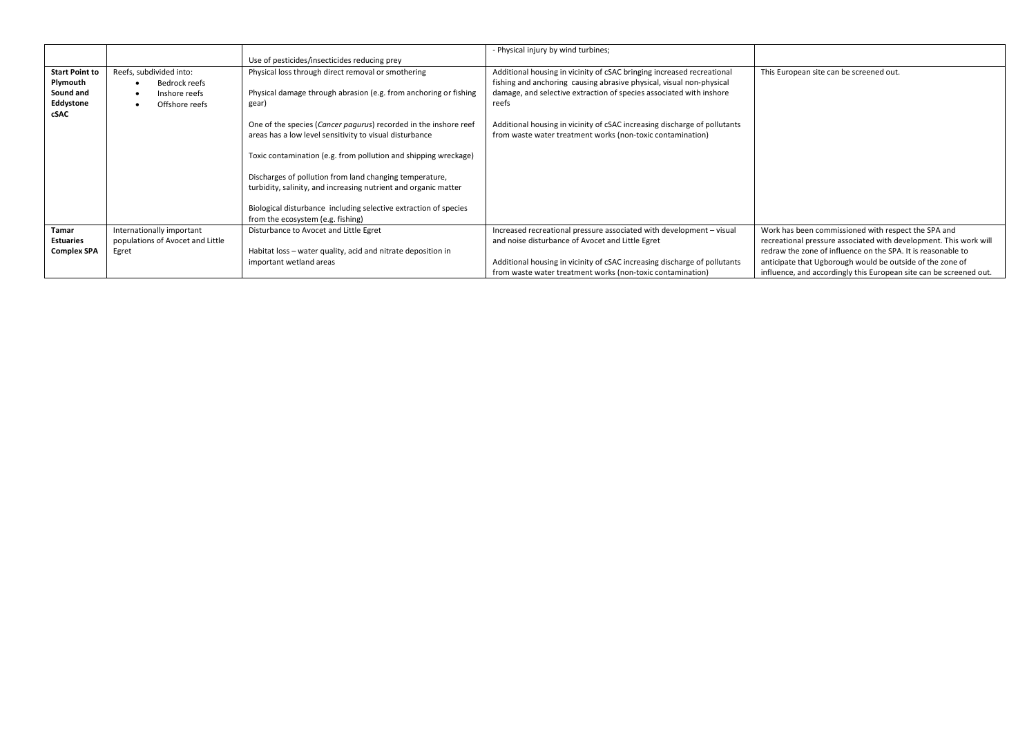| | | | | |
|---|---|---|---|---|
| | | Use of pesticides/insecticides reducing prey | - Physical injury by wind turbines; | |
| **Start Point to Plymouth Sound and Eddystone cSAC** | Reefs, subdivided into:<br>• Bedrock reefs<br>• Inshore reefs<br>• Offshore reefs | Physical loss through direct removal or smothering<br><br>Physical damage through abrasion (e.g. from anchoring or fishing gear)<br><br>One of the species (*Cancer pagurus*) recorded in the inshore reef areas has a low level sensitivity to visual disturbance<br><br>Toxic contamination (e.g. from pollution and shipping wreckage)<br><br>Discharges of pollution from land changing temperature, turbidity, salinity, and increasing nutrient and organic matter<br><br>Biological disturbance including selective extraction of species from the ecosystem (e.g. fishing) | Additional housing in vicinity of cSAC bringing increased recreational fishing and anchoring causing abrasive physical, visual non-physical damage, and selective extraction of species associated with inshore reefs<br><br>Additional housing in vicinity of cSAC increasing discharge of pollutants from waste water treatment works (non-toxic contamination) | This European site can be screened out. |
| **Tamar Estuaries Complex SPA** | Internationally important populations of Avocet and Little Egret | Disturbance to Avocet and Little Egret<br><br>Habitat loss – water quality, acid and nitrate deposition in important wetland areas | Increased recreational pressure associated with development – visual and noise disturbance of Avocet and Little Egret<br><br>Additional housing in vicinity of cSAC increasing discharge of pollutants from waste water treatment works (non-toxic contamination) | Work has been commissioned with respect the SPA and recreational pressure associated with development. This work will redraw the zone of influence on the SPA. It is reasonable to anticipate that Ugborough would be outside of the zone of influence, and accordingly this European site can be screened out. |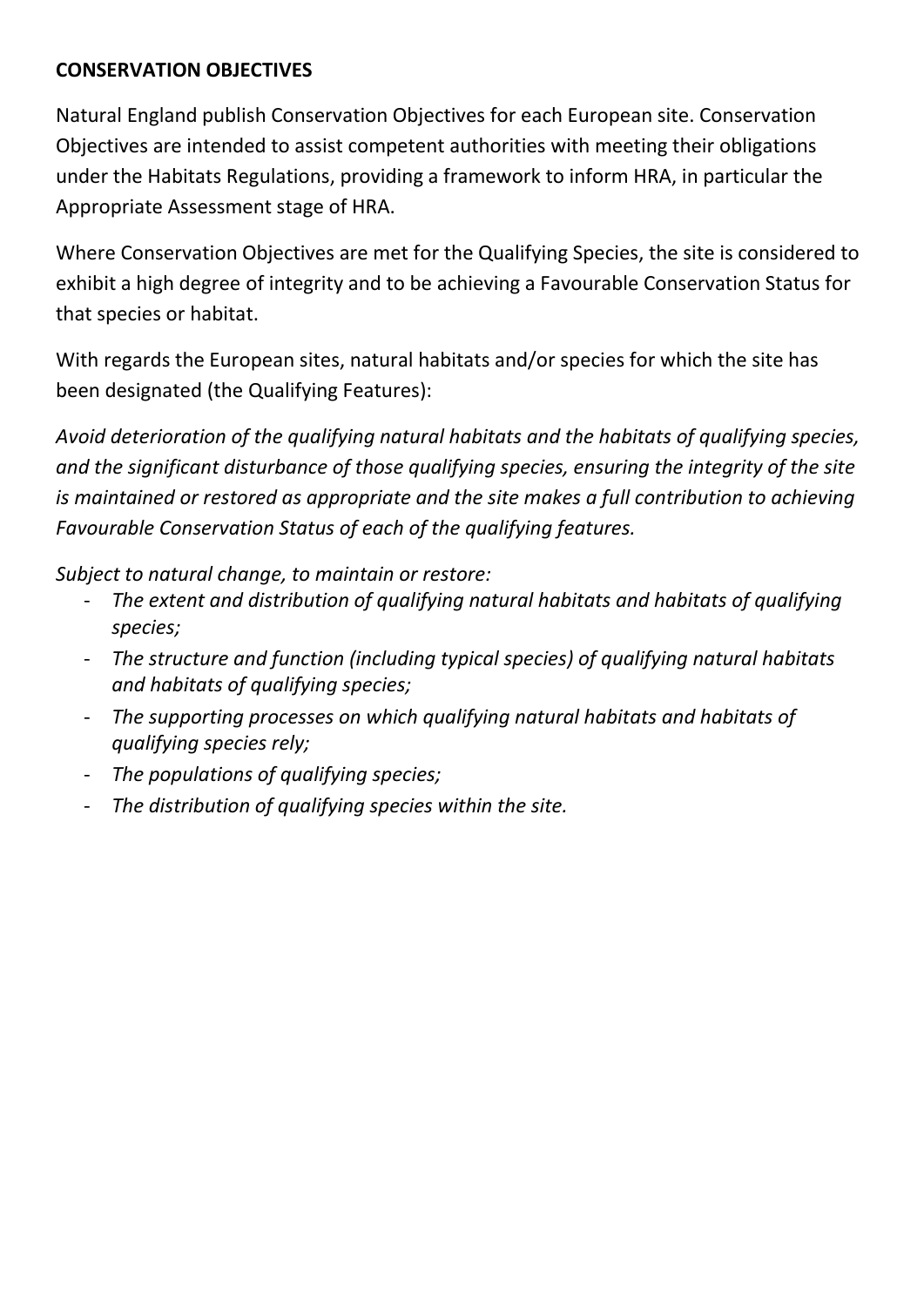**CONSERVATION OBJECTIVES**

Natural England publish Conservation Objectives for each European site. Conservation Objectives are intended to assist competent authorities with meeting their obligations under the Habitats Regulations, providing a framework to inform HRA, in particular the Appropriate Assessment stage of HRA.

Where Conservation Objectives are met for the Qualifying Species, the site is considered to exhibit a high degree of integrity and to be achieving a Favourable Conservation Status for that species or habitat.

With regards the European sites, natural habitats and/or species for which the site has been designated (the Qualifying Features):

*Avoid deterioration of the qualifying natural habitats and the habitats of qualifying species, and the significant disturbance of those qualifying species, ensuring the integrity of the site is maintained or restored as appropriate and the site makes a full contribution to achieving Favourable Conservation Status of each of the qualifying features.*

*Subject to natural change, to maintain or restore:*

- *The extent and distribution of qualifying natural habitats and habitats of qualifying species;*
- *The structure and function (including typical species) of qualifying natural habitats and habitats of qualifying species;*
- *The supporting processes on which qualifying natural habitats and habitats of qualifying species rely;*
- *The populations of qualifying species;*
- *The distribution of qualifying species within the site.*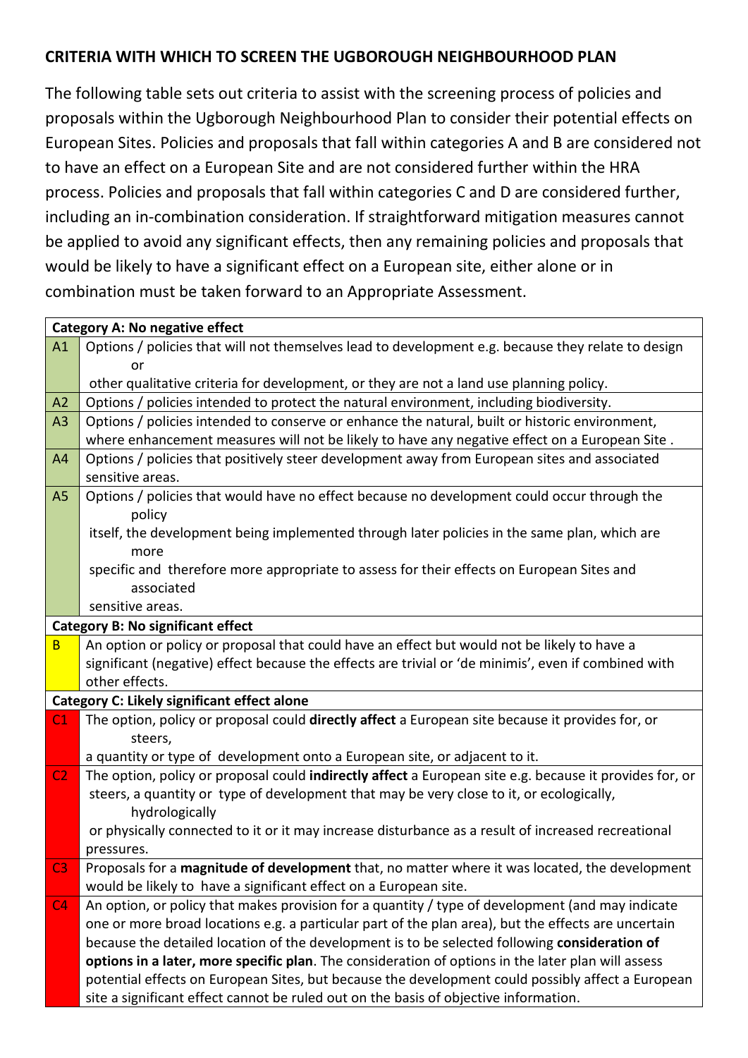**CRITERIA WITH WHICH TO SCREEN THE UGBOROUGH NEIGHBOURHOOD PLAN**

The following table sets out criteria to assist with the screening process of policies and proposals within the Ugborough Neighbourhood Plan to consider their potential effects on European Sites. Policies and proposals that fall within categories A and B are considered not to have an effect on a European Site and are not considered further within the HRA process. Policies and proposals that fall within categories C and D are considered further, including an in-combination consideration. If straightforward mitigation measures cannot be applied to avoid any significant effects, then any remaining policies and proposals that would be likely to have a significant effect on a European site, either alone or in combination must be taken forward to an Appropriate Assessment.

| | |
|---|---|
| **Category A: No negative effect** | |
| A1 | Options / policies that will not themselves lead to development e.g. because they relate to design or other qualitative criteria for development, or they are not a land use planning policy. |
| A2 | Options / policies intended to protect the natural environment, including biodiversity. |
| A3 | Options / policies intended to conserve or enhance the natural, built or historic environment, where enhancement measures will not be likely to have any negative effect on a European Site . |
| A4 | Options / policies that positively steer development away from European sites and associated sensitive areas. |
| A5 | Options / policies that would have no effect because no development could occur through the policy itself, the development being implemented through later policies in the same plan, which are more specific and therefore more appropriate to assess for their effects on European Sites and associated sensitive areas. |
| **Category B: No significant effect** | |
| B | An option or policy or proposal that could have an effect but would not be likely to have a significant (negative) effect because the effects are trivial or 'de minimis', even if combined with other effects. |
| **Category C: Likely significant effect alone** | |
| C1 | The option, policy or proposal could **directly affect** a European site because it provides for, or steers, a quantity or type of development onto a European site, or adjacent to it. |
| C2 | The option, policy or proposal could **indirectly affect** a European site e.g. because it provides for, or steers, a quantity or type of development that may be very close to it, or ecologically, hydrologically or physically connected to it or it may increase disturbance as a result of increased recreational pressures. |
| C3 | Proposals for a **magnitude of development** that, no matter where it was located, the development would be likely to have a significant effect on a European site. |
| C4 | An option, or policy that makes provision for a quantity / type of development (and may indicate one or more broad locations e.g. a particular part of the plan area), but the effects are uncertain because the detailed location of the development is to be selected following **consideration of options in a later, more specific plan**. The consideration of options in the later plan will assess potential effects on European Sites, but because the development could possibly affect a European site a significant effect cannot be ruled out on the basis of objective information. |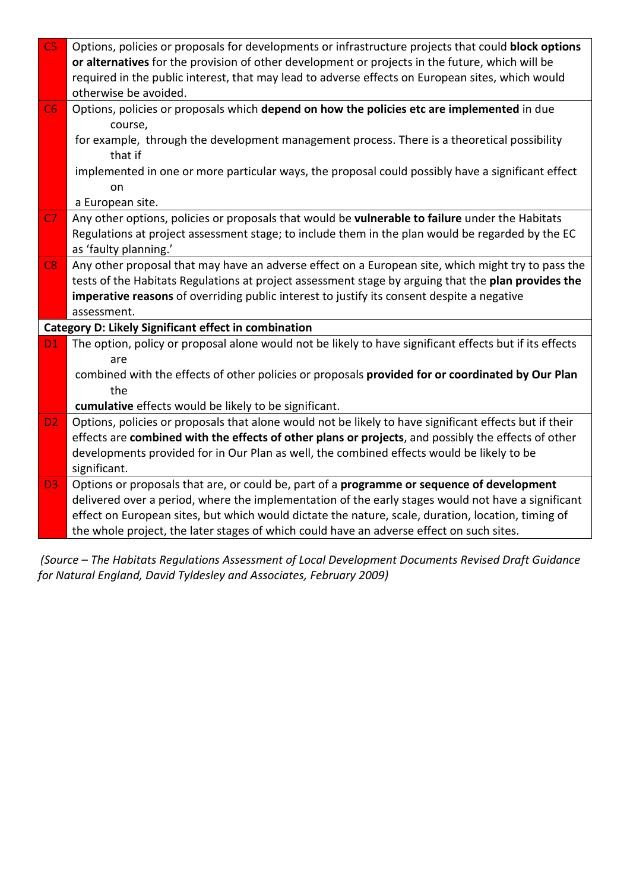| | |
|---|---|
| C5 | Options, policies or proposals for developments or infrastructure projects that could **block options or alternatives** for the provision of other development or projects in the future, which will be required in the public interest, that may lead to adverse effects on European sites, which would otherwise be avoided. |
| C6 | Options, policies or proposals which **depend on how the policies etc are implemented** in due course, for example, through the development management process. There is a theoretical possibility that if implemented in one or more particular ways, the proposal could possibly have a significant effect on a European site. |
| C7 | Any other options, policies or proposals that would be **vulnerable to failure** under the Habitats Regulations at project assessment stage; to include them in the plan would be regarded by the EC as 'faulty planning.' |
| C8 | Any other proposal that may have an adverse effect on a European site, which might try to pass the tests of the Habitats Regulations at project assessment stage by arguing that the **plan provides the imperative reasons** of overriding public interest to justify its consent despite a negative assessment. |
| **Category D: Likely Significant effect in combination** | |
| D1 | The option, policy or proposal alone would not be likely to have significant effects but if its effects are combined with the effects of other policies or proposals **provided for or coordinated by Our Plan** the **cumulative** effects would be likely to be significant. |
| D2 | Options, policies or proposals that alone would not be likely to have significant effects but if their effects are **combined with the effects of other plans or projects**, and possibly the effects of other developments provided for in Our Plan as well, the combined effects would be likely to be significant. |
| D3 | Options or proposals that are, or could be, part of a **programme or sequence of development** delivered over a period, where the implementation of the early stages would not have a significant effect on European sites, but which would dictate the nature, scale, duration, location, timing of the whole project, the later stages of which could have an adverse effect on such sites. |

*(Source – The Habitats Regulations Assessment of Local Development Documents Revised Draft Guidance for Natural England, David Tyldesley and Associates, February 2009)*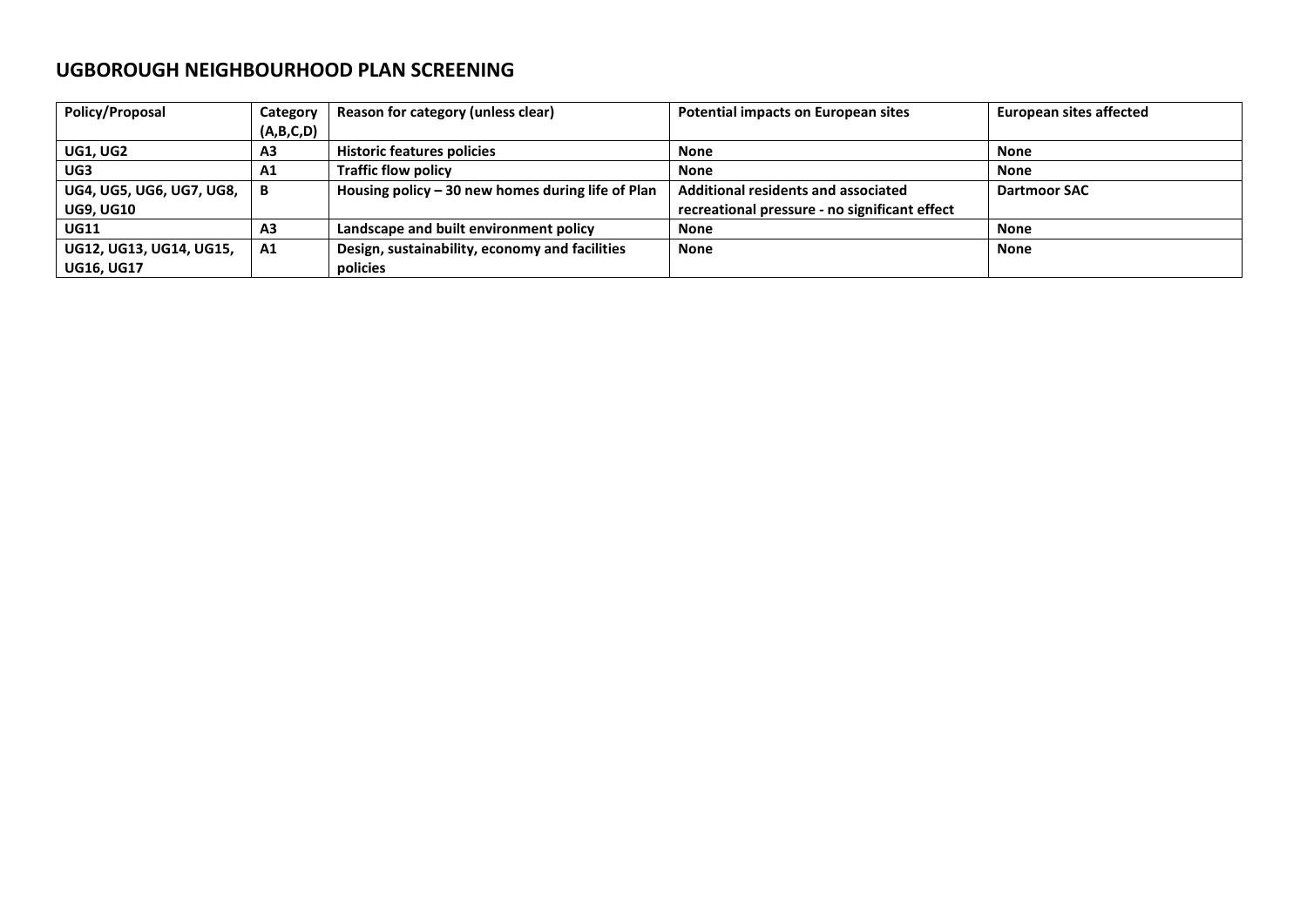## UGBOROUGH NEIGHBOURHOOD PLAN SCREENING

| Policy/Proposal | Category (A,B,C,D) | Reason for category (unless clear) | Potential impacts on European sites | European sites affected |
|---|---|---|---|---|
| **UG1, UG2** | **A3** | **Historic features policies** | **None** | **None** |
| **UG3** | **A1** | **Traffic flow policy** | **None** | **None** |
| **UG4, UG5, UG6, UG7, UG8, UG9, UG10** | **B** | **Housing policy – 30 new homes during life of Plan** | **Additional residents and associated recreational pressure - no significant effect** | **Dartmoor SAC** |
| **UG11** | **A3** | **Landscape and built environment policy** | **None** | **None** |
| **UG12, UG13, UG14, UG15, UG16, UG17** | **A1** | **Design, sustainability, economy and facilities policies** | **None** | **None** |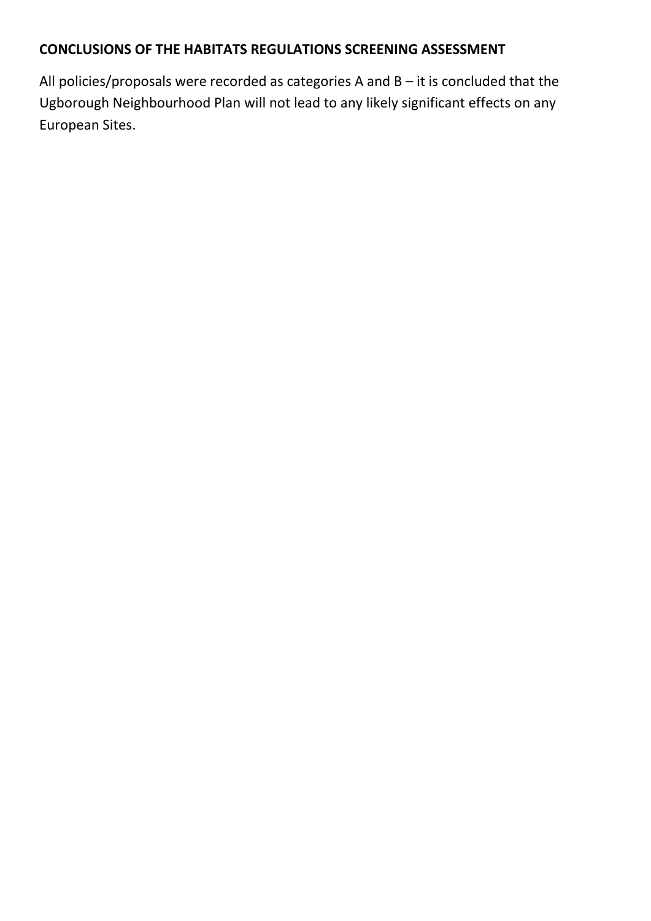**CONCLUSIONS OF THE HABITATS REGULATIONS SCREENING ASSESSMENT**

All policies/proposals were recorded as categories A and B – it is concluded that the Ugborough Neighbourhood Plan will not lead to any likely significant effects on any European Sites.